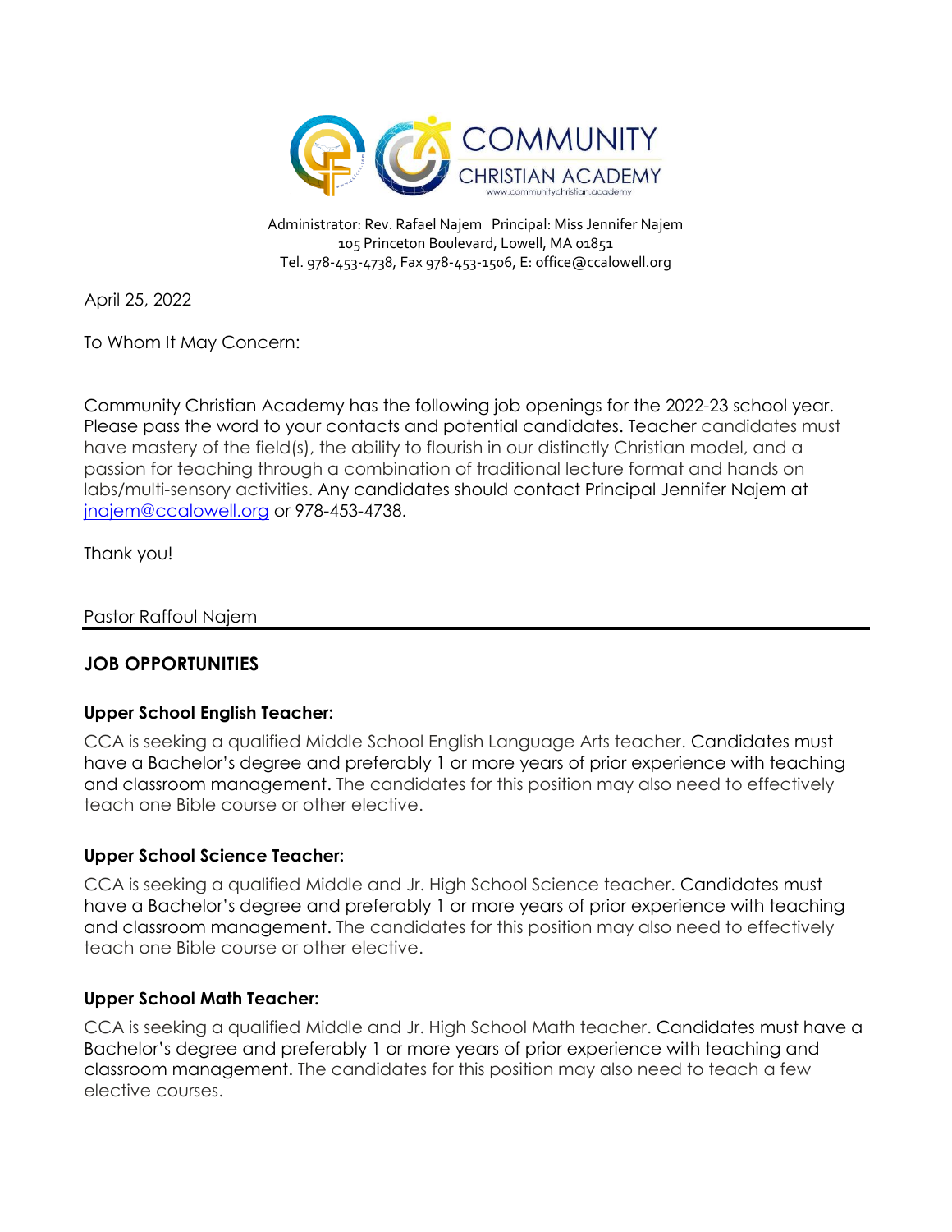# COMMUNITY CHRISTIAN ACADEMY

www.communitychristian.academy

Administrator: Rev. Rafael Najem   Principal: Miss Jennifer Najem
105 Princeton Boulevard, Lowell, MA 01851
Tel. 978-453-4738, Fax 978-453-1506, E: office@ccalowell.org

April 25, 2022

To Whom It May Concern:

Community Christian Academy has the following job openings for the 2022-23 school year. Please pass the word to your contacts and potential candidates. Teacher candidates must have mastery of the field(s), the ability to flourish in our distinctly Christian model, and a passion for teaching through a combination of traditional lecture format and hands on labs/multi-sensory activities. Any candidates should contact Principal Jennifer Najem at jnajem@ccalowell.org or 978-453-4738.

Thank you!

Pastor Raffoul Najem

---

## JOB OPPORTUNITIES

### Upper School English Teacher:

CCA is seeking a qualified Middle School English Language Arts teacher. Candidates must have a Bachelor's degree and preferably 1 or more years of prior experience with teaching and classroom management. The candidates for this position may also need to effectively teach one Bible course or other elective.

### Upper School Science Teacher:

CCA is seeking a qualified Middle and Jr. High School Science teacher. Candidates must have a Bachelor's degree and preferably 1 or more years of prior experience with teaching and classroom management. The candidates for this position may also need to effectively teach one Bible course or other elective.

### Upper School Math Teacher:

CCA is seeking a qualified Middle and Jr. High School Math teacher. Candidates must have a Bachelor's degree and preferably 1 or more years of prior experience with teaching and classroom management. The candidates for this position may also need to teach a few elective courses.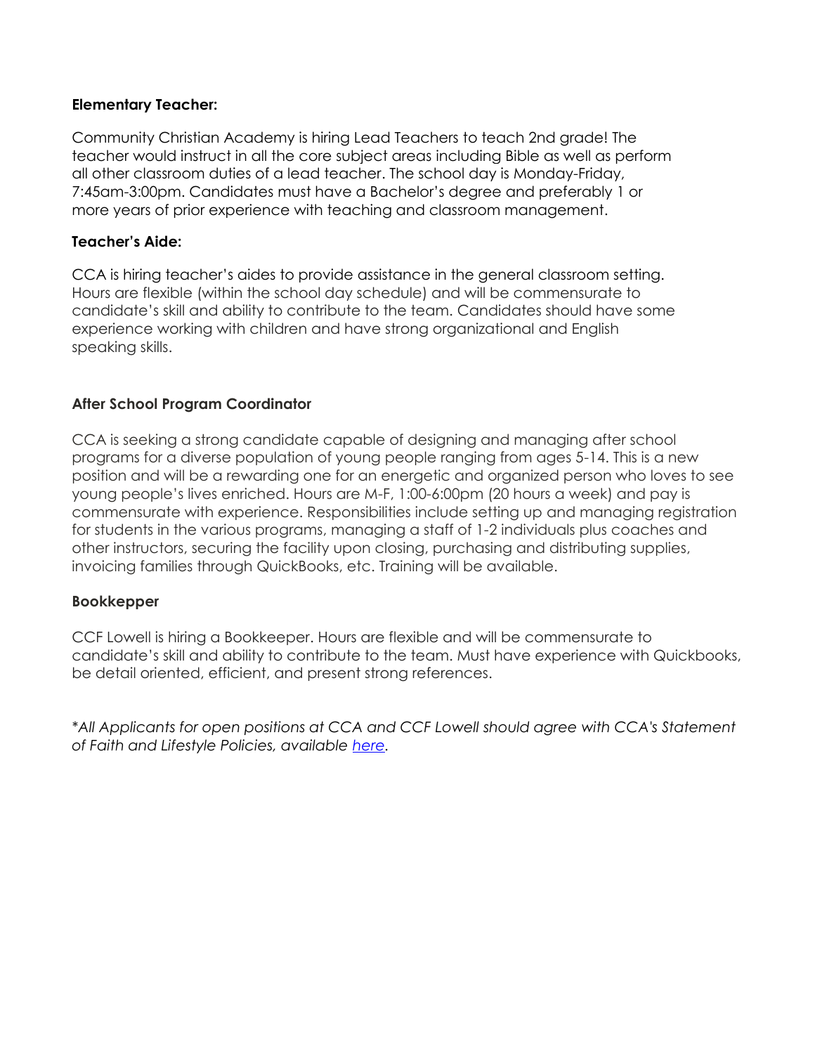**Elementary Teacher:**

Community Christian Academy is hiring Lead Teachers to teach 2nd grade! The teacher would instruct in all the core subject areas including Bible as well as perform all other classroom duties of a lead teacher. The school day is Monday-Friday, 7:45am-3:00pm. Candidates must have a Bachelor's degree and preferably 1 or more years of prior experience with teaching and classroom management.

**Teacher's Aide:**

CCA is hiring teacher's aides to provide assistance in the general classroom setting. Hours are flexible (within the school day schedule) and will be commensurate to candidate's skill and ability to contribute to the team. Candidates should have some experience working with children and have strong organizational and English speaking skills.

**After School Program Coordinator**

CCA is seeking a strong candidate capable of designing and managing after school programs for a diverse population of young people ranging from ages 5-14. This is a new position and will be a rewarding one for an energetic and organized person who loves to see young people's lives enriched. Hours are M-F, 1:00-6:00pm (20 hours a week) and pay is commensurate with experience. Responsibilities include setting up and managing registration for students in the various programs, managing a staff of 1-2 individuals plus coaches and other instructors, securing the facility upon closing, purchasing and distributing supplies, invoicing families through QuickBooks, etc. Training will be available.

**Bookkepper**

CCF Lowell is hiring a Bookkeeper. Hours are flexible and will be commensurate to candidate's skill and ability to contribute to the team. Must have experience with Quickbooks, be detail oriented, efficient, and present strong references.

*\*All Applicants for open positions at CCA and CCF Lowell should agree with CCA's Statement of Faith and Lifestyle Policies, available here.*